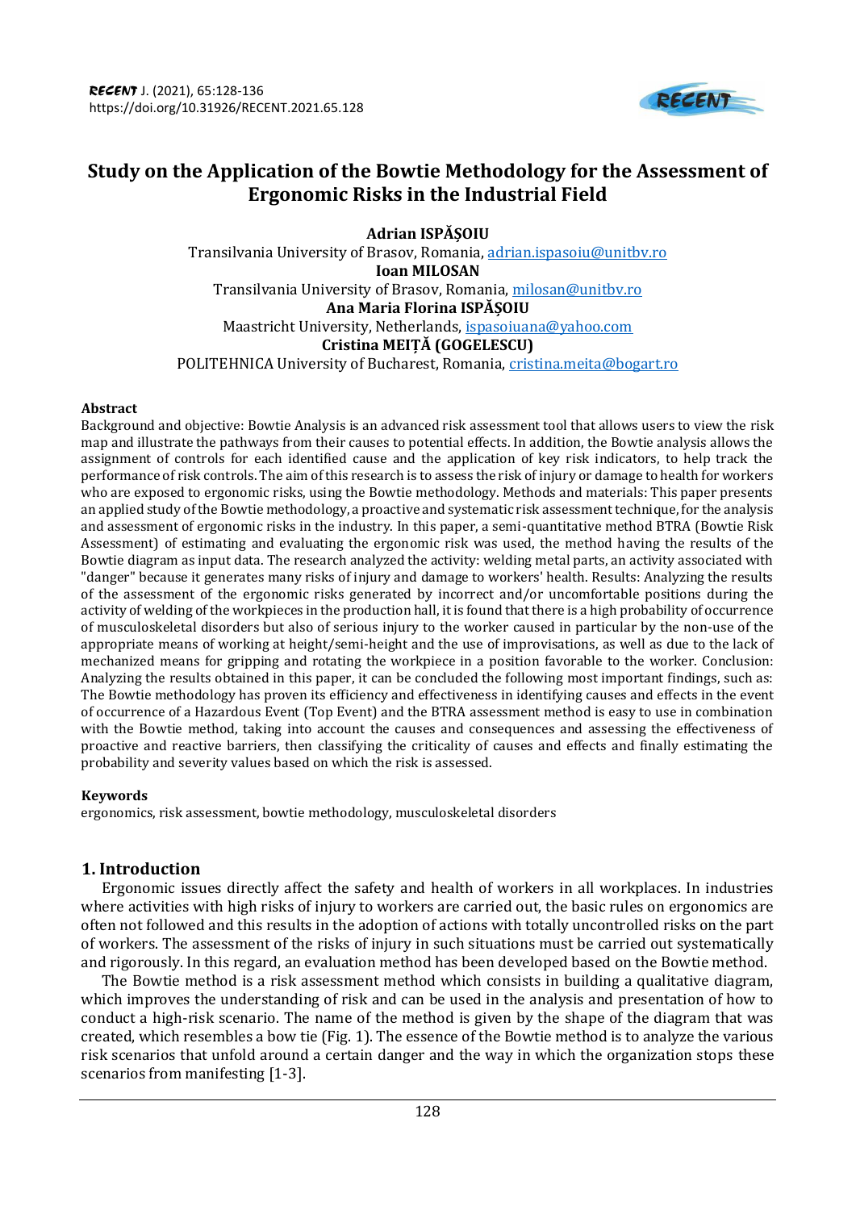# Study on the Application of the Bowtie Methodology for the Assessment of Ergonomic Risks in the Industrial Field

**Adrian ISPĂȘOIU**
Transilvania University of Brasov, Romania, adrian.ispasoiu@unitbv.ro
**Ioan MILOSAN**
Transilvania University of Brasov, Romania, milosan@unitbv.ro
**Ana Maria Florina ISPĂȘOIU**
Maastricht University, Netherlands, ispasoiuana@yahoo.com
**Cristina MEIȚĂ (GOGELESCU)**
POLITEHNICA University of Bucharest, Romania, cristina.meita@bogart.ro

### Abstract

Background and objective: Bowtie Analysis is an advanced risk assessment tool that allows users to view the risk map and illustrate the pathways from their causes to potential effects. In addition, the Bowtie analysis allows the assignment of controls for each identified cause and the application of key risk indicators, to help track the performance of risk controls. The aim of this research is to assess the risk of injury or damage to health for workers who are exposed to ergonomic risks, using the Bowtie methodology. Methods and materials: This paper presents an applied study of the Bowtie methodology, a proactive and systematic risk assessment technique, for the analysis and assessment of ergonomic risks in the industry. In this paper, a semi-quantitative method BTRA (Bowtie Risk Assessment) of estimating and evaluating the ergonomic risk was used, the method having the results of the Bowtie diagram as input data. The research analyzed the activity: welding metal parts, an activity associated with "danger" because it generates many risks of injury and damage to workers' health. Results: Analyzing the results of the assessment of the ergonomic risks generated by incorrect and/or uncomfortable positions during the activity of welding of the workpieces in the production hall, it is found that there is a high probability of occurrence of musculoskeletal disorders but also of serious injury to the worker caused in particular by the non-use of the appropriate means of working at height/semi-height and the use of improvisations, as well as due to the lack of mechanized means for gripping and rotating the workpiece in a position favorable to the worker. Conclusion: Analyzing the results obtained in this paper, it can be concluded the following most important findings, such as: The Bowtie methodology has proven its efficiency and effectiveness in identifying causes and effects in the event of occurrence of a Hazardous Event (Top Event) and the BTRA assessment method is easy to use in combination with the Bowtie method, taking into account the causes and consequences and assessing the effectiveness of proactive and reactive barriers, then classifying the criticality of causes and effects and finally estimating the probability and severity values based on which the risk is assessed.

### Keywords

ergonomics, risk assessment, bowtie methodology, musculoskeletal disorders

## 1. Introduction

Ergonomic issues directly affect the safety and health of workers in all workplaces. In industries where activities with high risks of injury to workers are carried out, the basic rules on ergonomics are often not followed and this results in the adoption of actions with totally uncontrolled risks on the part of workers. The assessment of the risks of injury in such situations must be carried out systematically and rigorously. In this regard, an evaluation method has been developed based on the Bowtie method.

The Bowtie method is a risk assessment method which consists in building a qualitative diagram, which improves the understanding of risk and can be used in the analysis and presentation of how to conduct a high-risk scenario. The name of the method is given by the shape of the diagram that was created, which resembles a bow tie (Fig. 1). The essence of the Bowtie method is to analyze the various risk scenarios that unfold around a certain danger and the way in which the organization stops these scenarios from manifesting [1-3].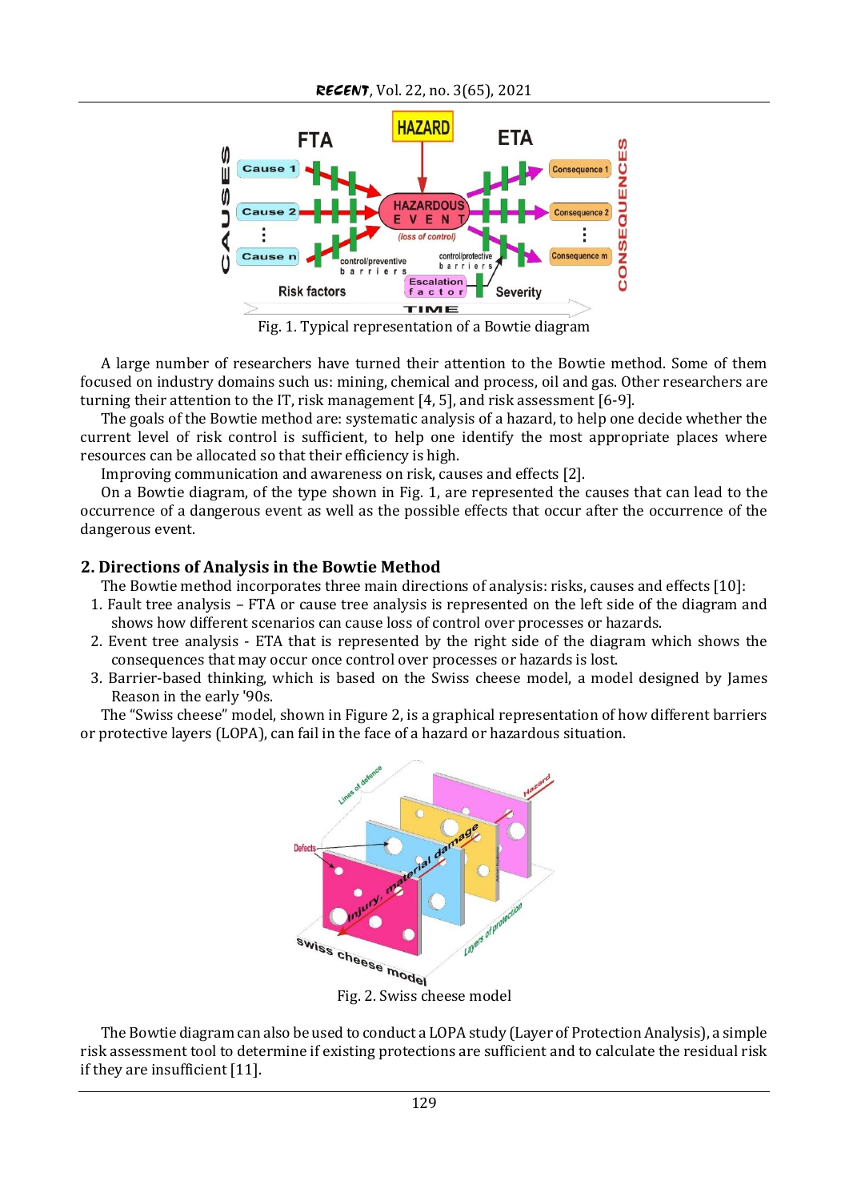FTA

HAZARD

ETA

CAUSES

Cause 1

Cause 2

Cause n

HAZARDOUS EVENT

(loss of control)

control/preventive barriers

control/protective barriers

Escalation factor

Consequence 1

Consequence 2

Consequence m

CONSEQUENCES

Risk factors

Severity

TIME

Fig. 1. Typical representation of a Bowtie diagram

A large number of researchers have turned their attention to the Bowtie method. Some of them focused on industry domains such us: mining, chemical and process, oil and gas. Other researchers are turning their attention to the IT, risk management [4, 5], and risk assessment [6-9].

The goals of the Bowtie method are: systematic analysis of a hazard, to help one decide whether the current level of risk control is sufficient, to help one identify the most appropriate places where resources can be allocated so that their efficiency is high.

Improving communication and awareness on risk, causes and effects [2].

On a Bowtie diagram, of the type shown in Fig. 1, are represented the causes that can lead to the occurrence of a dangerous event as well as the possible effects that occur after the occurrence of the dangerous event.

## 2. Directions of Analysis in the Bowtie Method

The Bowtie method incorporates three main directions of analysis: risks, causes and effects [10]:

1. Fault tree analysis – FTA or cause tree analysis is represented on the left side of the diagram and shows how different scenarios can cause loss of control over processes or hazards.
2. Event tree analysis - ETA that is represented by the right side of the diagram which shows the consequences that may occur once control over processes or hazards is lost.
3. Barrier-based thinking, which is based on the Swiss cheese model, a model designed by James Reason in the early '90s.

The "Swiss cheese" model, shown in Figure 2, is a graphical representation of how different barriers or protective layers (LOPA), can fail in the face of a hazard or hazardous situation.

Lines of defence

Hazard

Defects

Injury, material damage

Layers of protection

Swiss cheese model

Fig. 2. Swiss cheese model

The Bowtie diagram can also be used to conduct a LOPA study (Layer of Protection Analysis), a simple risk assessment tool to determine if existing protections are sufficient and to calculate the residual risk if they are insufficient [11].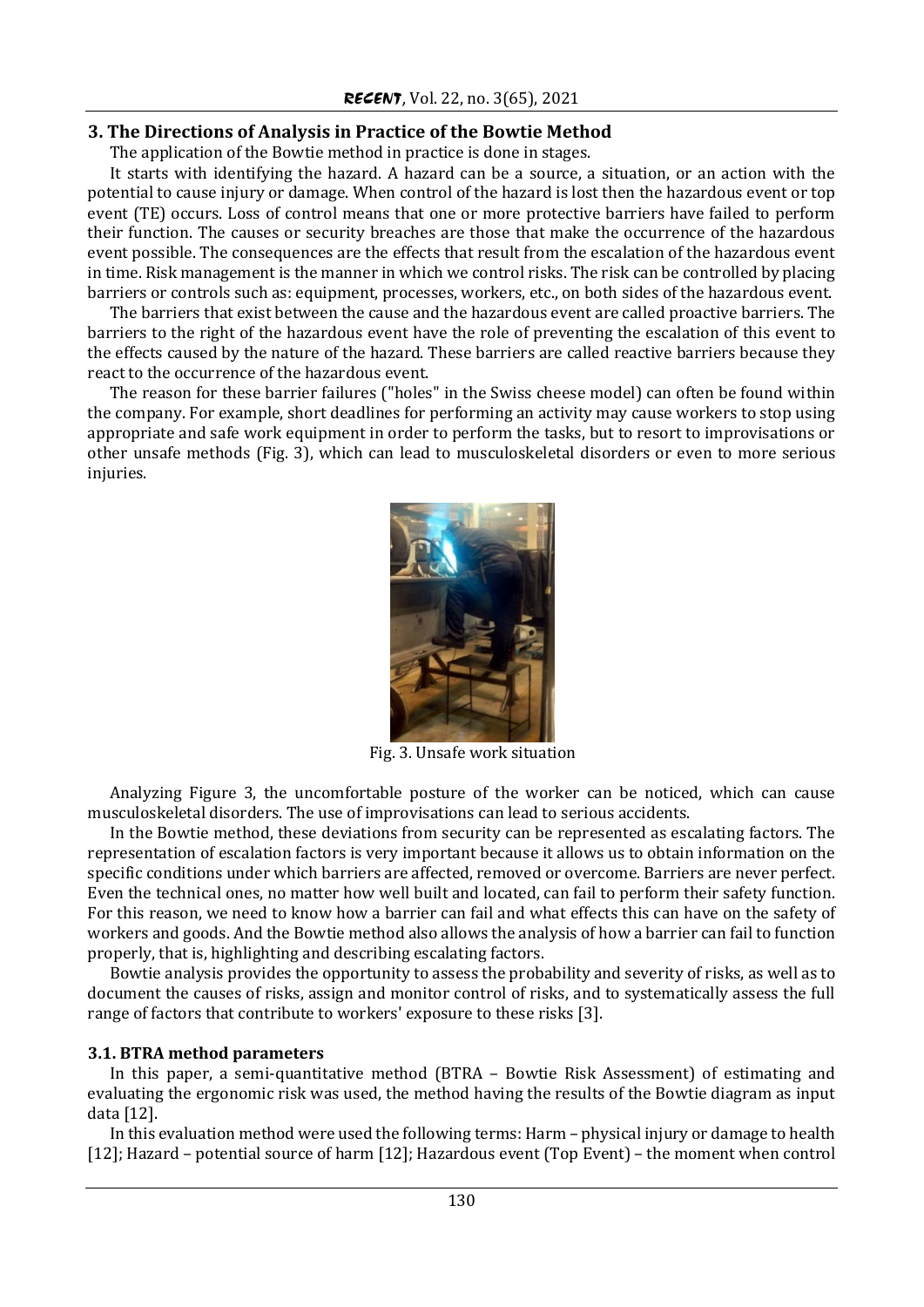## 3. The Directions of Analysis in Practice of the Bowtie Method

The application of the Bowtie method in practice is done in stages.

It starts with identifying the hazard. A hazard can be a source, a situation, or an action with the potential to cause injury or damage. When control of the hazard is lost then the hazardous event or top event (TE) occurs. Loss of control means that one or more protective barriers have failed to perform their function. The causes or security breaches are those that make the occurrence of the hazardous event possible. The consequences are the effects that result from the escalation of the hazardous event in time. Risk management is the manner in which we control risks. The risk can be controlled by placing barriers or controls such as: equipment, processes, workers, etc., on both sides of the hazardous event.

The barriers that exist between the cause and the hazardous event are called proactive barriers. The barriers to the right of the hazardous event have the role of preventing the escalation of this event to the effects caused by the nature of the hazard. These barriers are called reactive barriers because they react to the occurrence of the hazardous event.

The reason for these barrier failures ("holes" in the Swiss cheese model) can often be found within the company. For example, short deadlines for performing an activity may cause workers to stop using appropriate and safe work equipment in order to perform the tasks, but to resort to improvisations or other unsafe methods (Fig. 3), which can lead to musculoskeletal disorders or even to more serious injuries.

Fig. 3. Unsafe work situation

Analyzing Figure 3, the uncomfortable posture of the worker can be noticed, which can cause musculoskeletal disorders. The use of improvisations can lead to serious accidents.

In the Bowtie method, these deviations from security can be represented as escalating factors. The representation of escalation factors is very important because it allows us to obtain information on the specific conditions under which barriers are affected, removed or overcome. Barriers are never perfect. Even the technical ones, no matter how well built and located, can fail to perform their safety function. For this reason, we need to know how a barrier can fail and what effects this can have on the safety of workers and goods. And the Bowtie method also allows the analysis of how a barrier can fail to function properly, that is, highlighting and describing escalating factors.

Bowtie analysis provides the opportunity to assess the probability and severity of risks, as well as to document the causes of risks, assign and monitor control of risks, and to systematically assess the full range of factors that contribute to workers' exposure to these risks [3].

### 3.1. BTRA method parameters

In this paper, a semi-quantitative method (BTRA – Bowtie Risk Assessment) of estimating and evaluating the ergonomic risk was used, the method having the results of the Bowtie diagram as input data [12].

In this evaluation method were used the following terms: Harm – physical injury or damage to health [12]; Hazard – potential source of harm [12]; Hazardous event (Top Event) – the moment when control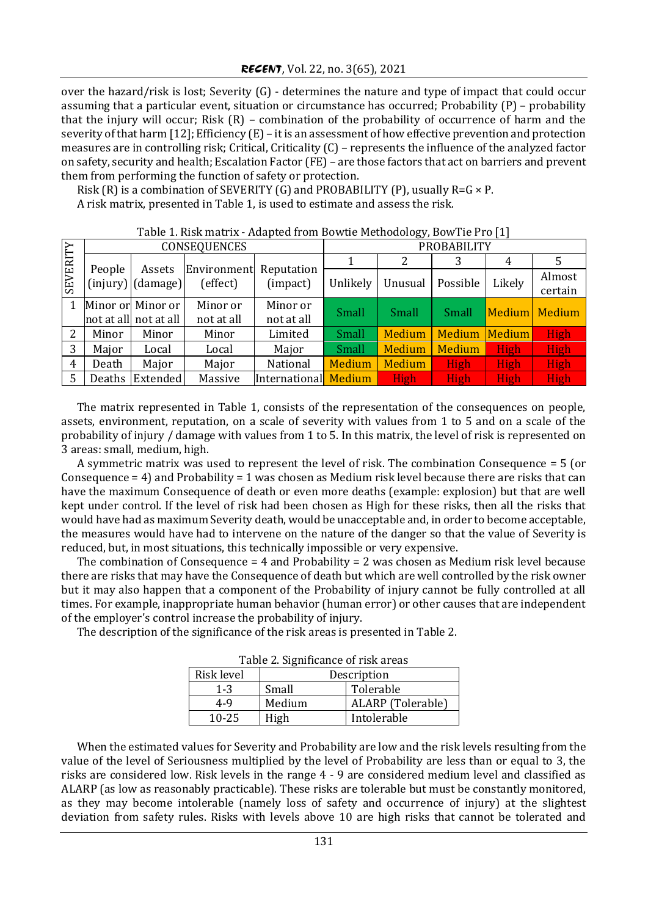over the hazard/risk is lost; Severity (G) - determines the nature and type of impact that could occur assuming that a particular event, situation or circumstance has occurred; Probability (P) – probability that the injury will occur; Risk (R) – combination of the probability of occurrence of harm and the severity of that harm [12]; Efficiency (E) – it is an assessment of how effective prevention and protection measures are in controlling risk; Critical, Criticality (C) – represents the influence of the analyzed factor on safety, security and health; Escalation Factor (FE) – are those factors that act on barriers and prevent them from performing the function of safety or protection.

Risk (R) is a combination of SEVERITY (G) and PROBABILITY (P), usually R=G × P.

A risk matrix, presented in Table 1, is used to estimate and assess the risk.

Table 1. Risk matrix - Adapted from Bowtie Methodology, BowTie Pro [1]

| SEVERITY | CONSEQUENCES | | | | PROBABILITY | | | | |
|---|---|---|---|---|---|---|---|---|---|
| | People (injury) | Assets (damage) | Environment (effect) | Reputation (impact) | 1 Unlikely | 2 Unusual | 3 Possible | 4 Likely | 5 Almost certain |
| 1 | Minor or not at all | Minor or not at all | Minor or not at all | Minor or not at all | Small | Small | Small | Medium | Medium |
| 2 | Minor | Minor | Minor | Limited | Small | Medium | Medium | Medium | High |
| 3 | Major | Local | Local | Major | Small | Medium | Medium | High | High |
| 4 | Death | Major | Major | National | Medium | Medium | High | High | High |
| 5 | Deaths | Extended | Massive | International | Medium | High | High | High | High |

The matrix represented in Table 1, consists of the representation of the consequences on people, assets, environment, reputation, on a scale of severity with values from 1 to 5 and on a scale of the probability of injury / damage with values from 1 to 5. In this matrix, the level of risk is represented on 3 areas: small, medium, high.

A symmetric matrix was used to represent the level of risk. The combination Consequence = 5 (or Consequence = 4) and Probability = 1 was chosen as Medium risk level because there are risks that can have the maximum Consequence of death or even more deaths (example: explosion) but that are well kept under control. If the level of risk had been chosen as High for these risks, then all the risks that would have had as maximum Severity death, would be unacceptable and, in order to become acceptable, the measures would have had to intervene on the nature of the danger so that the value of Severity is reduced, but, in most situations, this technically impossible or very expensive.

The combination of Consequence = 4 and Probability = 2 was chosen as Medium risk level because there are risks that may have the Consequence of death but which are well controlled by the risk owner but it may also happen that a component of the Probability of injury cannot be fully controlled at all times. For example, inappropriate human behavior (human error) or other causes that are independent of the employer's control increase the probability of injury.

The description of the significance of the risk areas is presented in Table 2.

Table 2. Significance of risk areas

| Risk level | Description | |
|---|---|---|
| 1-3 | Small | Tolerable |
| 4-9 | Medium | ALARP (Tolerable) |
| 10-25 | High | Intolerable |

When the estimated values for Severity and Probability are low and the risk levels resulting from the value of the level of Seriousness multiplied by the level of Probability are less than or equal to 3, the risks are considered low. Risk levels in the range 4 - 9 are considered medium level and classified as ALARP (as low as reasonably practicable). These risks are tolerable but must be constantly monitored, as they may become intolerable (namely loss of safety and occurrence of injury) at the slightest deviation from safety rules. Risks with levels above 10 are high risks that cannot be tolerated and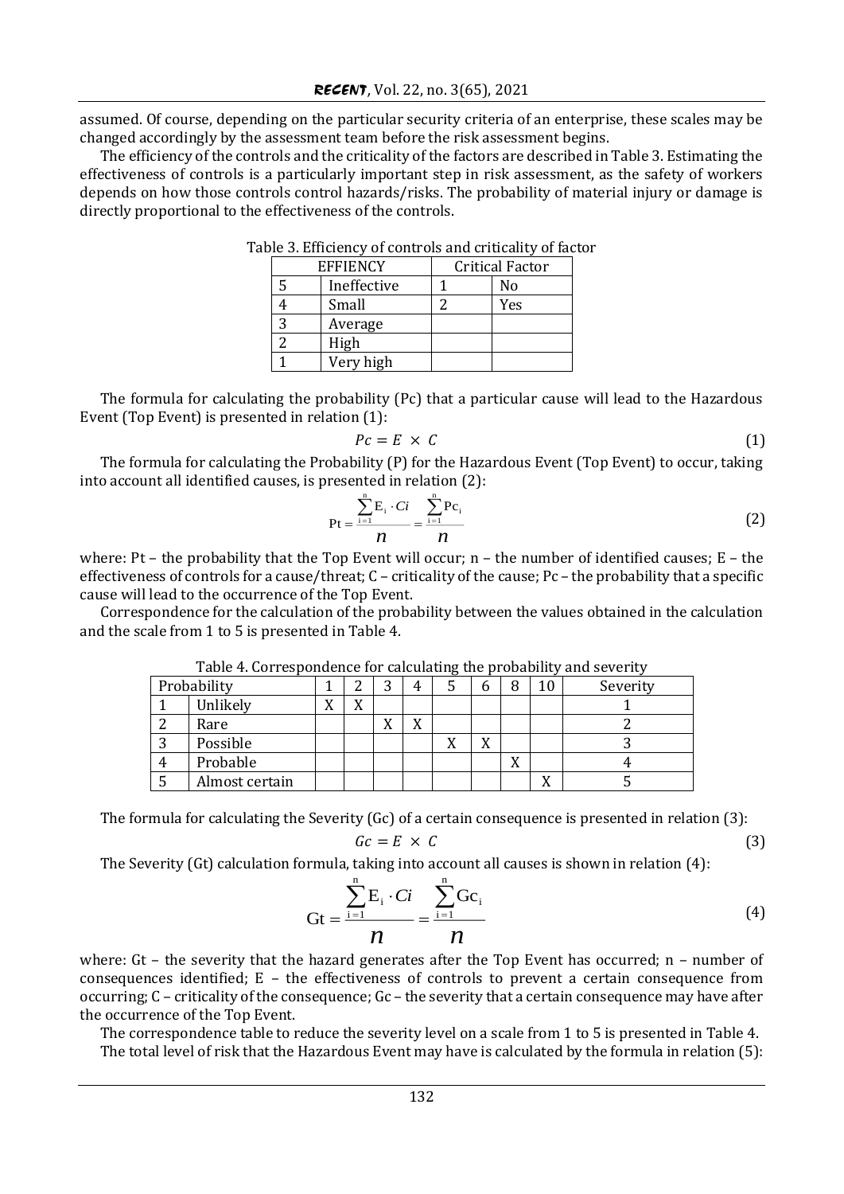assumed. Of course, depending on the particular security criteria of an enterprise, these scales may be changed accordingly by the assessment team before the risk assessment begins.

The efficiency of the controls and the criticality of the factors are described in Table 3. Estimating the effectiveness of controls is a particularly important step in risk assessment, as the safety of workers depends on how those controls control hazards/risks. The probability of material injury or damage is directly proportional to the effectiveness of the controls.

Table 3. Efficiency of controls and criticality of factor

| EFFIENCY | | Critical Factor | |
|---|---|---|---|
| 5 | Ineffective | 1 | No |
| 4 | Small | 2 | Yes |
| 3 | Average | | |
| 2 | High | | |
| 1 | Very high | | |

The formula for calculating the probability (Pc) that a particular cause will lead to the Hazardous Event (Top Event) is presented in relation (1):

$$Pc = E \times C \tag{1}$$

The formula for calculating the Probability (P) for the Hazardous Event (Top Event) to occur, taking into account all identified causes, is presented in relation (2):

$$\mathrm{Pt} = \frac{\sum_{i=1}^{n} \mathrm{E_i} \cdot Ci}{n} = \frac{\sum_{i=1}^{n} \mathrm{Pc_i}}{n} \tag{2}$$

where: Pt – the probability that the Top Event will occur; n – the number of identified causes; E – the effectiveness of controls for a cause/threat; C – criticality of the cause; Pc – the probability that a specific cause will lead to the occurrence of the Top Event.

Correspondence for the calculation of the probability between the values obtained in the calculation and the scale from 1 to 5 is presented in Table 4.

Table 4. Correspondence for calculating the probability and severity

| Probability | | 1 | 2 | 3 | 4 | 5 | 6 | 8 | 10 | Severity |
|---|---|---|---|---|---|---|---|---|---|---|
| 1 | Unlikely | X | X | | | | | | | 1 |
| 2 | Rare | | | X | X | | | | | 2 |
| 3 | Possible | | | | | X | X | | | 3 |
| 4 | Probable | | | | | | | X | | 4 |
| 5 | Almost certain | | | | | | | | X | 5 |

The formula for calculating the Severity (Gc) of a certain consequence is presented in relation (3):

$$Gc = E \times C \tag{3}$$

The Severity (Gt) calculation formula, taking into account all causes is shown in relation (4):

$$\mathrm{Gt} = \frac{\sum_{i=1}^{n} \mathrm{E_i} \cdot Ci}{n} = \frac{\sum_{i=1}^{n} \mathrm{Gc_i}}{n} \tag{4}$$

where: Gt – the severity that the hazard generates after the Top Event has occurred; n – number of consequences identified; E – the effectiveness of controls to prevent a certain consequence from occurring; C – criticality of the consequence; Gc – the severity that a certain consequence may have after the occurrence of the Top Event.

The correspondence table to reduce the severity level on a scale from 1 to 5 is presented in Table 4.

The total level of risk that the Hazardous Event may have is calculated by the formula in relation (5):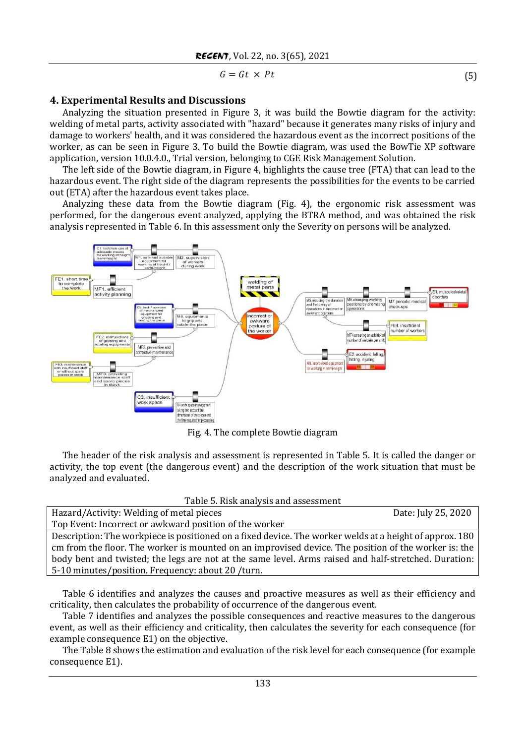$$G = Gt \times Pt \tag{5}$$

## 4. Experimental Results and Discussions

Analyzing the situation presented in Figure 3, it was build the Bowtie diagram for the activity: welding of metal parts, activity associated with "hazard" because it generates many risks of injury and damage to workers' health, and it was considered the hazardous event as the incorrect positions of the worker, as can be seen in Figure 3. To build the Bowtie diagram, was used the BowTie XP software application, version 10.0.4.0., Trial version, belonging to CGE Risk Management Solution.

The left side of the Bowtie diagram, in Figure 4, highlights the cause tree (FTA) that can lead to the hazardous event. The right side of the diagram represents the possibilities for the events to be carried out (ETA) after the hazardous event takes place.

Analyzing these data from the Bowtie diagram (Fig. 4), the ergonomic risk assessment was performed, for the dangerous event analyzed, applying the BTRA method, and was obtained the risk analysis represented in Table 6. In this assessment only the Severity on persons will be analyzed.

C1. lack/non-use of adequate means for working at height /semi-height
M1. safe and suitable equipment for working at height / semi-height
M2. supervision of workers during work
FE1. short time to complete the work
MF1. efficient activity planning
C2. lack / non-use of mechanized equipment for gripping and rotating the piece
M3. equipments to grip and rotate the piece
FE2. malfunctions of gripping and rotating equipments
MF2. preventive and corrective maintenance
FE3. maintenance with insufficient staff or without spare pieces in stock
MF3. providing maintenance staff and spare pieces in stock
C3. insufficient work space
M4 work space management taking into account the dimensions of the pieces and the time required for processing
welding of metal parts
incorrect or awkward posture of the worker
M5. reducing the duration and frequency of operations in incorrect or awkward positions
M6. changing working positions by alternating operations
M7. periodic medical check-ups
E1. musculoskeletal disorders
FE4. insufficient number of workers
MF4. ensuring an additional number of welders per shift
M8. Improvised equipment for working at semi-height
E2. accident: falling, hitting, injuring

Fig. 4. The complete Bowtie diagram

The header of the risk analysis and assessment is represented in Table 5. It is called the danger or activity, the top event (the dangerous event) and the description of the work situation that must be analyzed and evaluated.

Table 5. Risk analysis and assessment

| | |
|---|---|
| Hazard/Activity: Welding of metal pieces<br>Top Event: Incorrect or awkward position of the worker | Date: July 25, 2020 |
| Description: The workpiece is positioned on a fixed device. The worker welds at a height of approx. 180 cm from the floor. The worker is mounted on an improvised device. The position of the worker is: the body bent and twisted; the legs are not at the same level. Arms raised and half-stretched. Duration: 5-10 minutes/position. Frequency: about 20 /turn. | |

Table 6 identifies and analyzes the causes and proactive measures as well as their efficiency and criticality, then calculates the probability of occurrence of the dangerous event.

Table 7 identifies and analyzes the possible consequences and reactive measures to the dangerous event, as well as their efficiency and criticality, then calculates the severity for each consequence (for example consequence E1) on the objective.

The Table 8 shows the estimation and evaluation of the risk level for each consequence (for example consequence E1).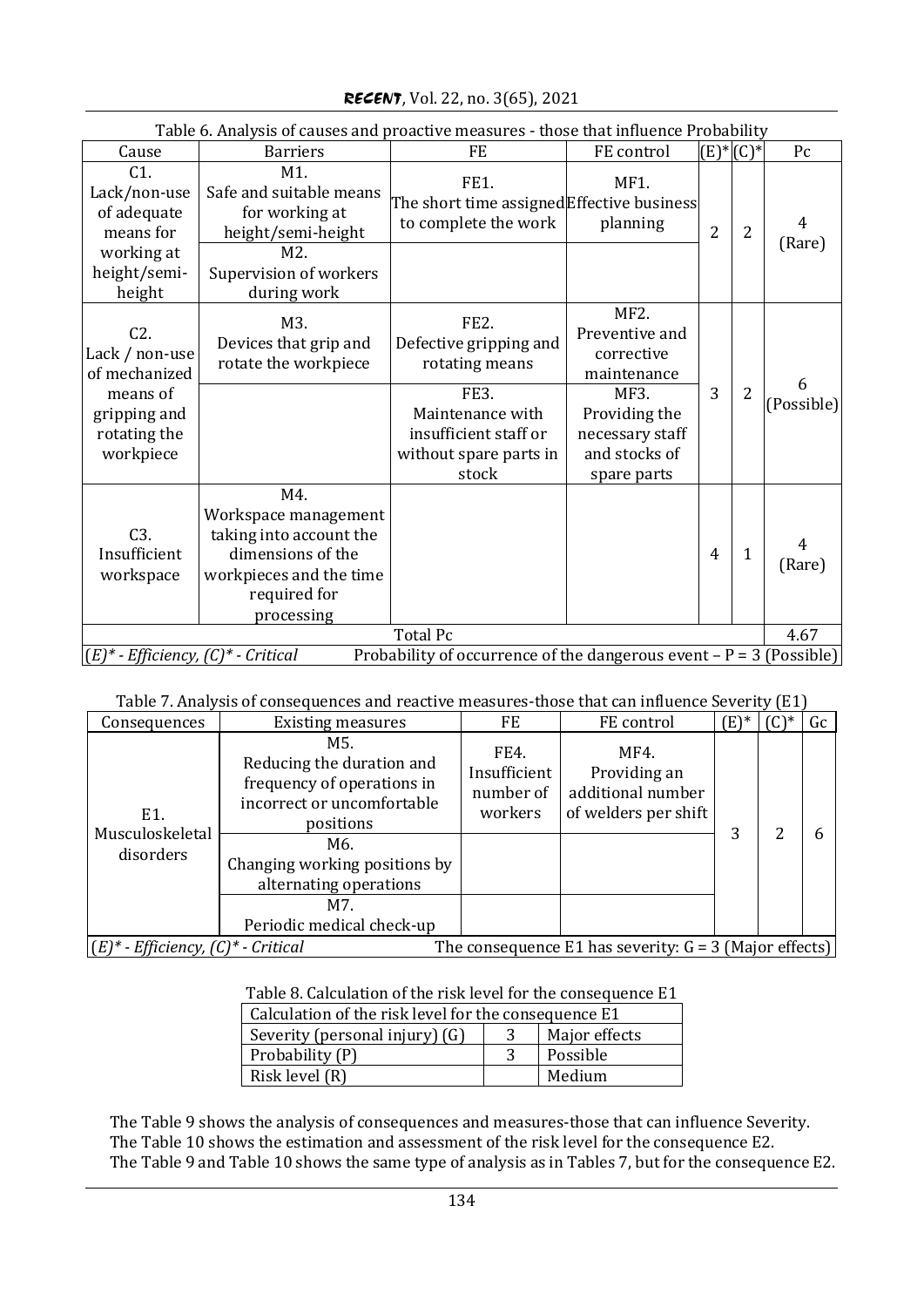Table 6. Analysis of causes and proactive measures - those that influence Probability

| Cause | Barriers | FE | FE control | (E)* | (C)* | Pc |
|---|---|---|---|---|---|---|
| C1. Lack/non-use of adequate means for working at height/semi-height | M1. Safe and suitable means for working at height/semi-height | FE1. The short time assigned to complete the work | MF1. Effective business planning | 2 | 2 | 4 (Rare) |
| | M2. Supervision of workers during work | | | | | |
| C2. Lack / non-use of mechanized means of gripping and rotating the workpiece | M3. Devices that grip and rotate the workpiece | FE2. Defective gripping and rotating means | MF2. Preventive and corrective maintenance | 3 | 2 | 6 (Possible) |
| | | FE3. Maintenance with insufficient staff or without spare parts in stock | MF3. Providing the necessary staff and stocks of spare parts | | | |
| C3. Insufficient workspace | M4. Workspace management taking into account the dimensions of the workpieces and the time required for processing | | | 4 | 1 | 4 (Rare) |
| Total Pc | | | | | | 4.67 |
| *(E)* - Efficiency, (C)* - Critical* | | Probability of occurrence of the dangerous event – P = 3 (Possible) | | | | |

Table 7. Analysis of consequences and reactive measures-those that can influence Severity (E1)

| Consequences | Existing measures | FE | FE control | (E)* | (C)* | Gc |
|---|---|---|---|---|---|---|
| E1. Musculoskeletal disorders | M5. Reducing the duration and frequency of operations in incorrect or uncomfortable positions | FE4. Insufficient number of workers | MF4. Providing an additional number of welders per shift | 3 | 2 | 6 |
| | M6. Changing working positions by alternating operations | | | | | |
| | M7. Periodic medical check-up | | | | | |
| *(E)* - Efficiency, (C)* - Critical* | | The consequence E1 has severity: G = 3 (Major effects) | | | | |

Table 8. Calculation of the risk level for the consequence E1

| Calculation of the risk level for the consequence E1 | | |
|---|---|---|
| Severity (personal injury) (G) | 3 | Major effects |
| Probability (P) | 3 | Possible |
| Risk level (R) | | Medium |

The Table 9 shows the analysis of consequences and measures-those that can influence Severity.
The Table 10 shows the estimation and assessment of the risk level for the consequence E2.
The Table 9 and Table 10 shows the same type of analysis as in Tables 7, but for the consequence E2.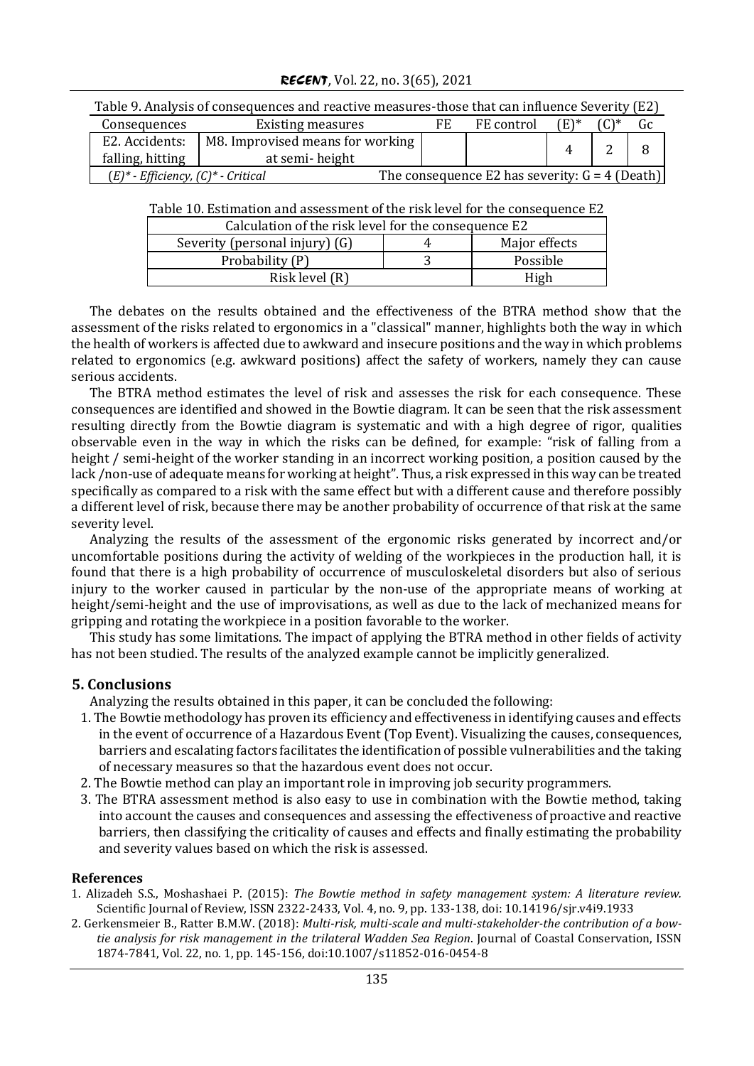Table 9. Analysis of consequences and reactive measures-those that can influence Severity (E2)

| Consequences | Existing measures | FE | FE control | (E)* | (C)* | Gc |
|---|---|---|---|---|---|---|
| E2. Accidents: falling, hitting | M8. Improvised means for working at semi- height | | | 4 | 2 | 8 |
| (E)* - Efficiency, (C)* - Critical | | The consequence E2 has severity: G = 4 (Death) | | | | |

Table 10. Estimation and assessment of the risk level for the consequence E2

| Calculation of the risk level for the consequence E2 | | |
|---|---|---|
| Severity (personal injury) (G) | 4 | Major effects |
| Probability (P) | 3 | Possible |
| Risk level (R) | | High |

The debates on the results obtained and the effectiveness of the BTRA method show that the assessment of the risks related to ergonomics in a "classical" manner, highlights both the way in which the health of workers is affected due to awkward and insecure positions and the way in which problems related to ergonomics (e.g. awkward positions) affect the safety of workers, namely they can cause serious accidents.

The BTRA method estimates the level of risk and assesses the risk for each consequence. These consequences are identified and showed in the Bowtie diagram. It can be seen that the risk assessment resulting directly from the Bowtie diagram is systematic and with a high degree of rigor, qualities observable even in the way in which the risks can be defined, for example: "risk of falling from a height / semi-height of the worker standing in an incorrect working position, a position caused by the lack /non-use of adequate means for working at height". Thus, a risk expressed in this way can be treated specifically as compared to a risk with the same effect but with a different cause and therefore possibly a different level of risk, because there may be another probability of occurrence of that risk at the same severity level.

Analyzing the results of the assessment of the ergonomic risks generated by incorrect and/or uncomfortable positions during the activity of welding of the workpieces in the production hall, it is found that there is a high probability of occurrence of musculoskeletal disorders but also of serious injury to the worker caused in particular by the non-use of the appropriate means of working at height/semi-height and the use of improvisations, as well as due to the lack of mechanized means for gripping and rotating the workpiece in a position favorable to the worker.

This study has some limitations. The impact of applying the BTRA method in other fields of activity has not been studied. The results of the analyzed example cannot be implicitly generalized.

## 5. Conclusions

Analyzing the results obtained in this paper, it can be concluded the following:

1. The Bowtie methodology has proven its efficiency and effectiveness in identifying causes and effects in the event of occurrence of a Hazardous Event (Top Event). Visualizing the causes, consequences, barriers and escalating factors facilitates the identification of possible vulnerabilities and the taking of necessary measures so that the hazardous event does not occur.
2. The Bowtie method can play an important role in improving job security programmers.
3. The BTRA assessment method is also easy to use in combination with the Bowtie method, taking into account the causes and consequences and assessing the effectiveness of proactive and reactive barriers, then classifying the criticality of causes and effects and finally estimating the probability and severity values based on which the risk is assessed.

### References

1. Alizadeh S.S., Moshashaei P. (2015): *The Bowtie method in safety management system: A literature review.* Scientific Journal of Review, ISSN 2322-2433, Vol. 4, no. 9, pp. 133-138, doi: 10.14196/sjr.v4i9.1933
2. Gerkensmeier B., Ratter B.M.W. (2018): *Multi-risk, multi-scale and multi-stakeholder-the contribution of a bow-tie analysis for risk management in the trilateral Wadden Sea Region*. Journal of Coastal Conservation, ISSN 1874-7841, Vol. 22, no. 1, pp. 145-156, doi:10.1007/s11852-016-0454-8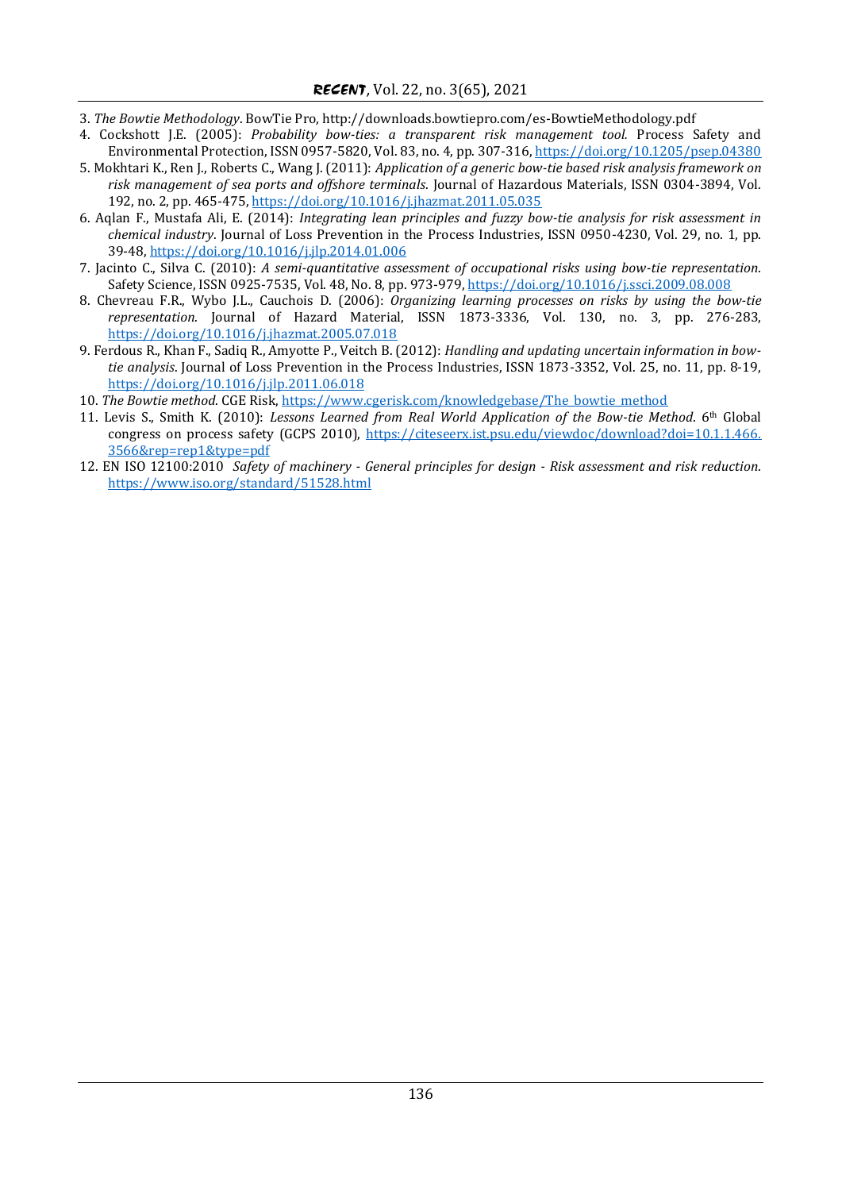3. *The Bowtie Methodology*. BowTie Pro, http://downloads.bowtiepro.com/es-BowtieMethodology.pdf
4. Cockshott J.E. (2005): *Probability bow-ties: a transparent risk management tool.* Process Safety and Environmental Protection, ISSN 0957-5820, Vol. 83, no. 4, pp. 307-316, https://doi.org/10.1205/psep.04380
5. Mokhtari K., Ren J., Roberts C., Wang J. (2011): *Application of a generic bow-tie based risk analysis framework on risk management of sea ports and offshore terminals*. Journal of Hazardous Materials, ISSN 0304-3894, Vol. 192, no. 2, pp. 465-475, https://doi.org/10.1016/j.jhazmat.2011.05.035
6. Aqlan F., Mustafa Ali, E. (2014): *Integrating lean principles and fuzzy bow-tie analysis for risk assessment in chemical industry*. Journal of Loss Prevention in the Process Industries, ISSN 0950-4230, Vol. 29, no. 1, pp. 39-48, https://doi.org/10.1016/j.jlp.2014.01.006
7. Jacinto C., Silva C. (2010): *A semi-quantitative assessment of occupational risks using bow-tie representation*. Safety Science, ISSN 0925-7535, Vol. 48, No. 8, pp. 973-979, https://doi.org/10.1016/j.ssci.2009.08.008
8. Chevreau F.R., Wybo J.L., Cauchois D. (2006): *Organizing learning processes on risks by using the bow-tie representation*. Journal of Hazard Material, ISSN 1873-3336, Vol. 130, no. 3, pp. 276-283, https://doi.org/10.1016/j.jhazmat.2005.07.018
9. Ferdous R., Khan F., Sadiq R., Amyotte P., Veitch B. (2012): *Handling and updating uncertain information in bow-tie analysis*. Journal of Loss Prevention in the Process Industries, ISSN 1873-3352, Vol. 25, no. 11, pp. 8-19, https://doi.org/10.1016/j.jlp.2011.06.018
10. *The Bowtie method*. CGE Risk, https://www.cgerisk.com/knowledgebase/The_bowtie_method
11. Levis S., Smith K. (2010): *Lessons Learned from Real World Application of the Bow-tie Method*. 6th Global congress on process safety (GCPS 2010), https://citeseerx.ist.psu.edu/viewdoc/download?doi=10.1.1.466.3566&rep=rep1&type=pdf
12. EN ISO 12100:2010 *Safety of machinery - General principles for design - Risk assessment and risk reduction*. https://www.iso.org/standard/51528.html